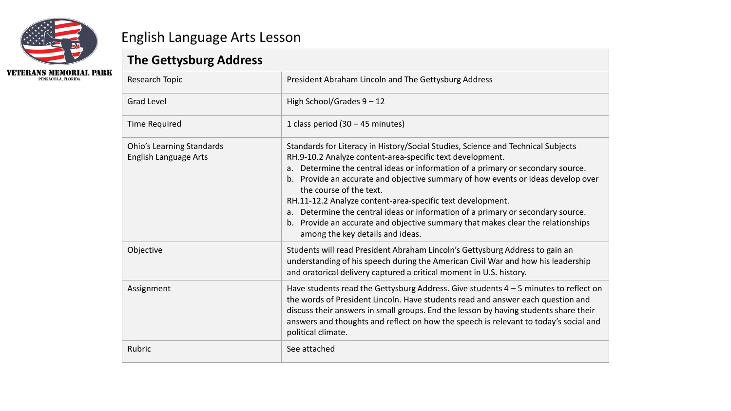VETERANS MEMORIAL PARK
PENSACOLA, FLORIDA

# English Language Arts Lesson

| The Gettysburg Address | |
|---|---|
| Research Topic | President Abraham Lincoln and The Gettysburg Address |
| Grad Level | High School/Grades 9 – 12 |
| Time Required | 1 class period (30 – 45 minutes) |
| Ohio's Learning Standards English Language Arts | Standards for Literacy in History/Social Studies, Science and Technical Subjects<br>RH.9-10.2 Analyze content-area-specific text development.<br>a. Determine the central ideas or information of a primary or secondary source.<br>b. Provide an accurate and objective summary of how events or ideas develop over the course of the text.<br>RH.11-12.2 Analyze content-area-specific text development.<br>a. Determine the central ideas or information of a primary or secondary source.<br>b. Provide an accurate and objective summary that makes clear the relationships among the key details and ideas. |
| Objective | Students will read President Abraham Lincoln's Gettysburg Address to gain an understanding of his speech during the American Civil War and how his leadership and oratorical delivery captured a critical moment in U.S. history. |
| Assignment | Have students read the Gettysburg Address. Give students 4 – 5 minutes to reflect on the words of President Lincoln. Have students read and answer each question and discuss their answers in small groups. End the lesson by having students share their answers and thoughts and reflect on how the speech is relevant to today's social and political climate. |
| Rubric | See attached |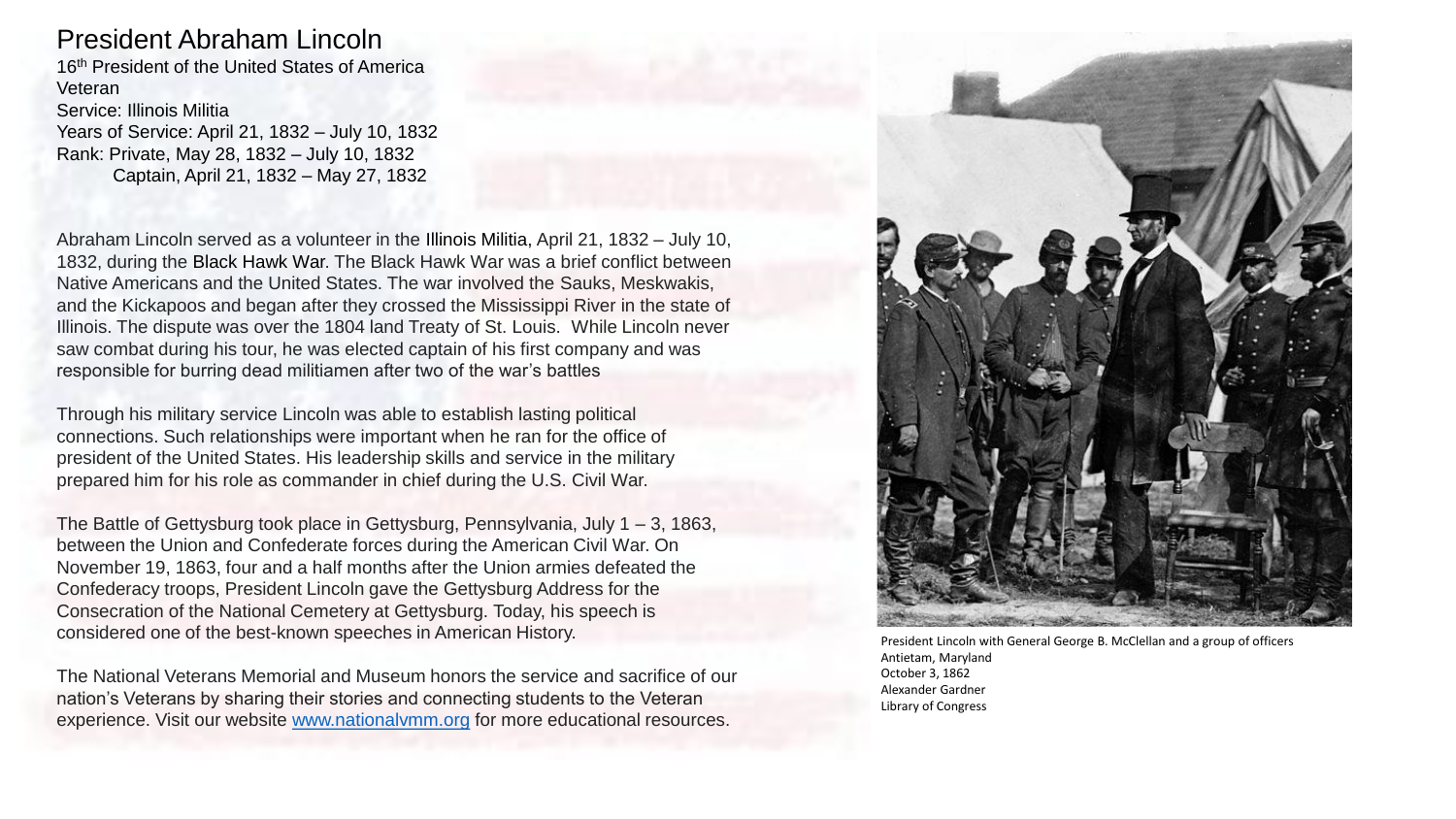# President Abraham Lincoln

16th President of the United States of America
Veteran
Service: Illinois Militia
Years of Service: April 21, 1832 – July 10, 1832
Rank: Private, May 28, 1832 – July 10, 1832
Captain, April 21, 1832 – May 27, 1832

Abraham Lincoln served as a volunteer in the Illinois Militia, April 21, 1832 – July 10, 1832, during the Black Hawk War. The Black Hawk War was a brief conflict between Native Americans and the United States. The war involved the Sauks, Meskwakis, and the Kickapoos and began after they crossed the Mississippi River in the state of Illinois. The dispute was over the 1804 land Treaty of St. Louis. While Lincoln never saw combat during his tour, he was elected captain of his first company and was responsible for burring dead militiamen after two of the war's battles

Through his military service Lincoln was able to establish lasting political connections. Such relationships were important when he ran for the office of president of the United States. His leadership skills and service in the military prepared him for his role as commander in chief during the U.S. Civil War.

The Battle of Gettysburg took place in Gettysburg, Pennsylvania, July 1 – 3, 1863, between the Union and Confederate forces during the American Civil War. On November 19, 1863, four and a half months after the Union armies defeated the Confederacy troops, President Lincoln gave the Gettysburg Address for the Consecration of the National Cemetery at Gettysburg. Today, his speech is considered one of the best-known speeches in American History.

The National Veterans Memorial and Museum honors the service and sacrifice of our nation's Veterans by sharing their stories and connecting students to the Veteran experience. Visit our website [www.nationalvmm.org](http://www.nationalvmm.org) for more educational resources.

President Lincoln with General George B. McClellan and a group of officers
Antietam, Maryland
October 3, 1862
Alexander Gardner
Library of Congress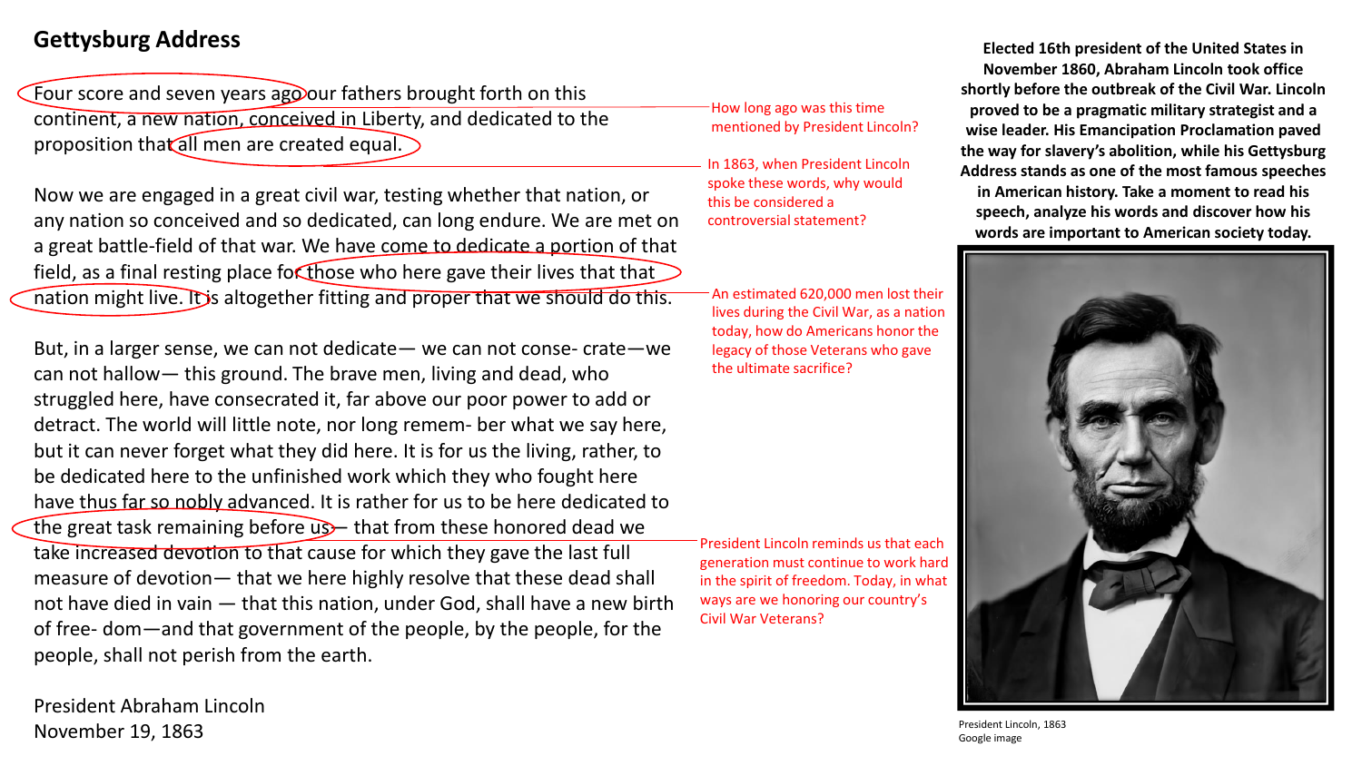# Gettysburg Address

Four score and seven years ago our fathers brought forth on this continent, a new nation, conceived in Liberty, and dedicated to the proposition that all men are created equal.

Now we are engaged in a great civil war, testing whether that nation, or any nation so conceived and so dedicated, can long endure. We are met on a great battle-field of that war. We have come to dedicate a portion of that field, as a final resting place for those who here gave their lives that that nation might live. It is altogether fitting and proper that we should do this.

But, in a larger sense, we can not dedicate— we can not conse- crate—we can not hallow— this ground. The brave men, living and dead, who struggled here, have consecrated it, far above our poor power to add or detract. The world will little note, nor long remem- ber what we say here, but it can never forget what they did here. It is for us the living, rather, to be dedicated here to the unfinished work which they who fought here have thus far so nobly advanced. It is rather for us to be here dedicated to the great task remaining before us— that from these honored dead we take increased devotion to that cause for which they gave the last full measure of devotion— that we here highly resolve that these dead shall not have died in vain — that this nation, under God, shall have a new birth of free- dom—and that government of the people, by the people, for the people, shall not perish from the earth.

President Abraham Lincoln
November 19, 1863

How long ago was this time mentioned by President Lincoln?

In 1863, when President Lincoln spoke these words, why would this be considered a controversial statement?

An estimated 620,000 men lost their lives during the Civil War, as a nation today, how do Americans honor the legacy of those Veterans who gave the ultimate sacrifice?

President Lincoln reminds us that each generation must continue to work hard in the spirit of freedom. Today, in what ways are we honoring our country's Civil War Veterans?

**Elected 16th president of the United States in November 1860, Abraham Lincoln took office shortly before the outbreak of the Civil War. Lincoln proved to be a pragmatic military strategist and a wise leader. His Emancipation Proclamation paved the way for slavery's abolition, while his Gettysburg Address stands as one of the most famous speeches in American history. Take a moment to read his speech, analyze his words and discover how his words are important to American society today.**

President Lincoln, 1863
Google image